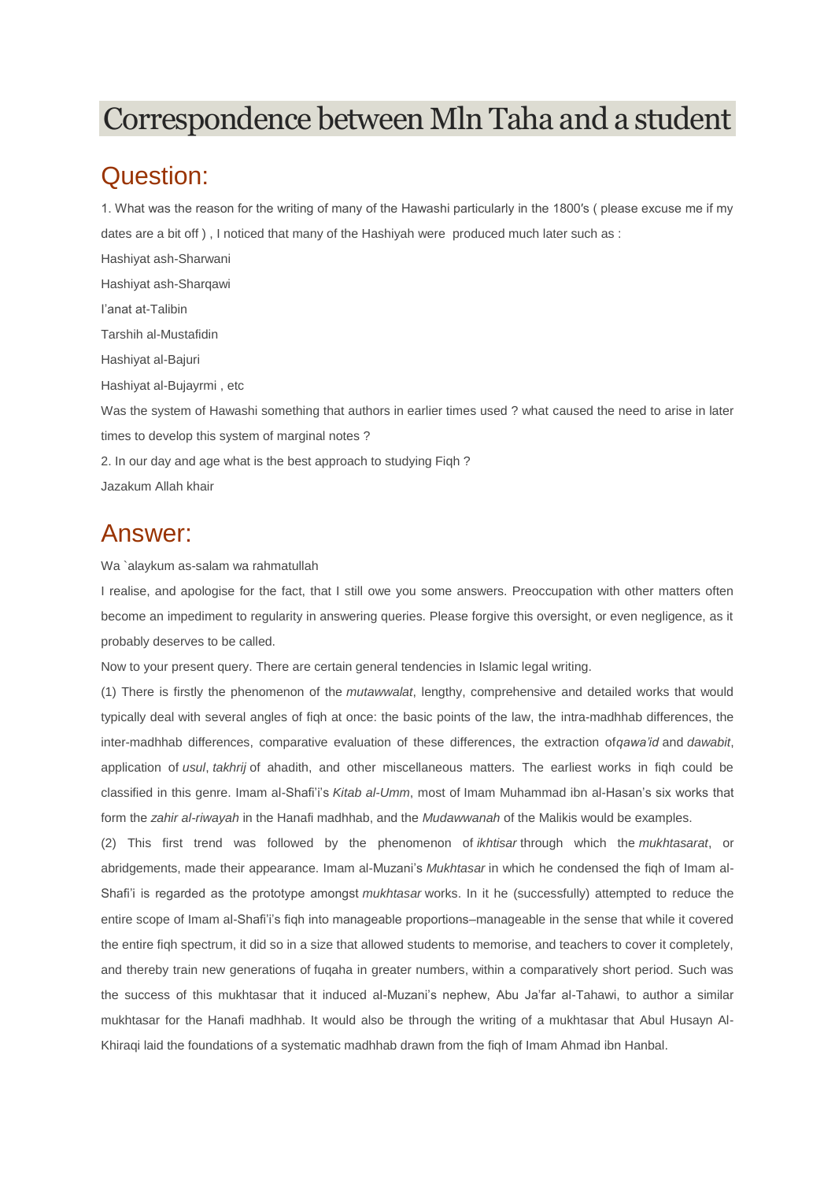# Correspondence between Mln Taha and a student

## Question:

1. What was the reason for the writing of many of the Hawashi particularly in the 1800′s ( please excuse me if my dates are a bit off ) , I noticed that many of the Hashiyah were produced much later such as :

Hashiyat ash-Sharwani

Hashiyat ash-Sharqawi

I'anat at-Talibin

Tarshih al-Mustafidin

Hashiyat al-Bajuri

Hashiyat al-Bujayrmi , etc

Was the system of Hawashi something that authors in earlier times used ? what caused the need to arise in later times to develop this system of marginal notes ?

2. In our day and age what is the best approach to studying Fiqh ?

Jazakum Allah khair

## Answer:

Wa `alaykum as-salam wa rahmatullah

I realise, and apologise for the fact, that I still owe you some answers. Preoccupation with other matters often become an impediment to regularity in answering queries. Please forgive this oversight, or even negligence, as it probably deserves to be called.

Now to your present query. There are certain general tendencies in Islamic legal writing.

(1) There is firstly the phenomenon of the *mutawwalat*, lengthy, comprehensive and detailed works that would typically deal with several angles of fiqh at once: the basic points of the law, the intra-madhhab differences, the inter-madhhab differences, comparative evaluation of these differences, the extraction of*qawa'id* and *dawabit*, application of *usul*, *takhrij* of ahadith, and other miscellaneous matters. The earliest works in fiqh could be classified in this genre. Imam al-Shafi'i's *Kitab al-Umm*, most of Imam Muhammad ibn al-Hasan's six works that form the *zahir al-riwayah* in the Hanafi madhhab, and the *Mudawwanah* of the Malikis would be examples.

(2) This first trend was followed by the phenomenon of *ikhtisar* through which the *mukhtasarat*, or abridgements, made their appearance. Imam al-Muzani's *Mukhtasar* in which he condensed the fiqh of Imam al-Shafi'i is regarded as the prototype amongst *mukhtasar* works. In it he (successfully) attempted to reduce the entire scope of Imam al-Shafi'i's fiqh into manageable proportions–manageable in the sense that while it covered the entire fiqh spectrum, it did so in a size that allowed students to memorise, and teachers to cover it completely, and thereby train new generations of fuqaha in greater numbers, within a comparatively short period. Such was the success of this mukhtasar that it induced al-Muzani's nephew, Abu Ja'far al-Tahawi, to author a similar mukhtasar for the Hanafi madhhab. It would also be through the writing of a mukhtasar that Abul Husayn Al-Khiraqi laid the foundations of a systematic madhhab drawn from the fiqh of Imam Ahmad ibn Hanbal.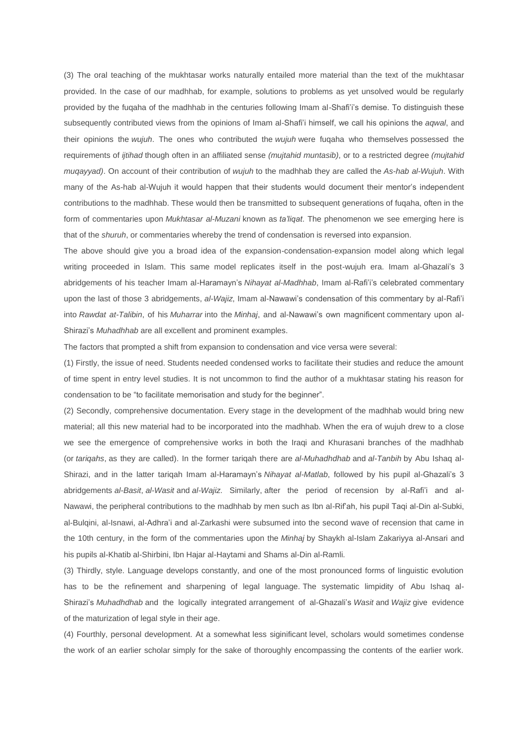(3) The oral teaching of the mukhtasar works naturally entailed more material than the text of the mukhtasar provided. In the case of our madhhab, for example, solutions to problems as yet unsolved would be regularly provided by the fuqaha of the madhhab in the centuries following Imam al-Shafi'i's demise. To distinguish these subsequently contributed views from the opinions of Imam al-Shafi'i himself, we call his opinions the *aqwal*, and their opinions the *wujuh*. The ones who contributed the *wujuh* were fuqaha who themselves possessed the requirements of *ijtihad* though often in an affiliated sense *(mujtahid muntasib)*, or to a restricted degree *(mujtahid muqayyad)*. On account of their contribution of *wujuh* to the madhhab they are called the *As-hab al-Wujuh*. With many of the As-hab al-Wujuh it would happen that their students would document their mentor's independent contributions to the madhhab. These would then be transmitted to subsequent generations of fuqaha, often in the form of commentaries upon *Mukhtasar al-Muzani* known as *ta'liqat*. The phenomenon we see emerging here is that of the *shuruh*, or commentaries whereby the trend of condensation is reversed into expansion.

The above should give you a broad idea of the expansion-condensation-expansion model along which legal writing proceeded in Islam. This same model replicates itself in the post-wujuh era. Imam al-Ghazali's 3 abridgements of his teacher Imam al-Haramayn's *Nihayat al-Madhhab*, Imam al-Rafi'i's celebrated commentary upon the last of those 3 abridgements, *al-Wajiz*, Imam al-Nawawi's condensation of this commentary by al-Rafi'i into *Rawdat at-Talibin*, of his *Muharrar* into the *Minhaj*, and al-Nawawi's own magnificent commentary upon al-Shirazi's *Muhadhhab* are all excellent and prominent examples.

The factors that prompted a shift from expansion to condensation and vice versa were several:

(1) Firstly, the issue of need. Students needed condensed works to facilitate their studies and reduce the amount of time spent in entry level studies. It is not uncommon to find the author of a mukhtasar stating his reason for condensation to be "to facilitate memorisation and study for the beginner".

(2) Secondly, comprehensive documentation. Every stage in the development of the madhhab would bring new material; all this new material had to be incorporated into the madhhab. When the era of wujuh drew to a close we see the emergence of comprehensive works in both the Iraqi and Khurasani branches of the madhhab (or *tariqahs*, as they are called). In the former tariqah there are *al-Muhadhdhab* and *al-Tanbih* by Abu Ishaq al-Shirazi, and in the latter tariqah Imam al-Haramayn's *Nihayat al-Matlab*, followed by his pupil al-Ghazali's 3 abridgements *al-Basit*, *al-Wasit* and *al-Wajiz*. Similarly, after the period of recension by al-Rafi'i and al-Nawawi, the peripheral contributions to the madhhab by men such as Ibn al-Rif'ah, his pupil Taqi al-Din al-Subki, al-Bulqini, al-Isnawi, al-Adhra'i and al-Zarkashi were subsumed into the second wave of recension that came in the 10th century, in the form of the commentaries upon the *Minhaj* by Shaykh al-Islam Zakariyya al-Ansari and his pupils al-Khatib al-Shirbini, Ibn Hajar al-Haytami and Shams al-Din al-Ramli.

(3) Thirdly, style. Language develops constantly, and one of the most pronounced forms of linguistic evolution has to be the refinement and sharpening of legal language. The systematic limpidity of Abu Ishaq al-Shirazi's *Muhadhdhab* and the logically integrated arrangement of al-Ghazali's *Wasit* and *Wajiz* give evidence of the maturization of legal style in their age.

(4) Fourthly, personal development. At a somewhat less siginificant level, scholars would sometimes condense the work of an earlier scholar simply for the sake of thoroughly encompassing the contents of the earlier work.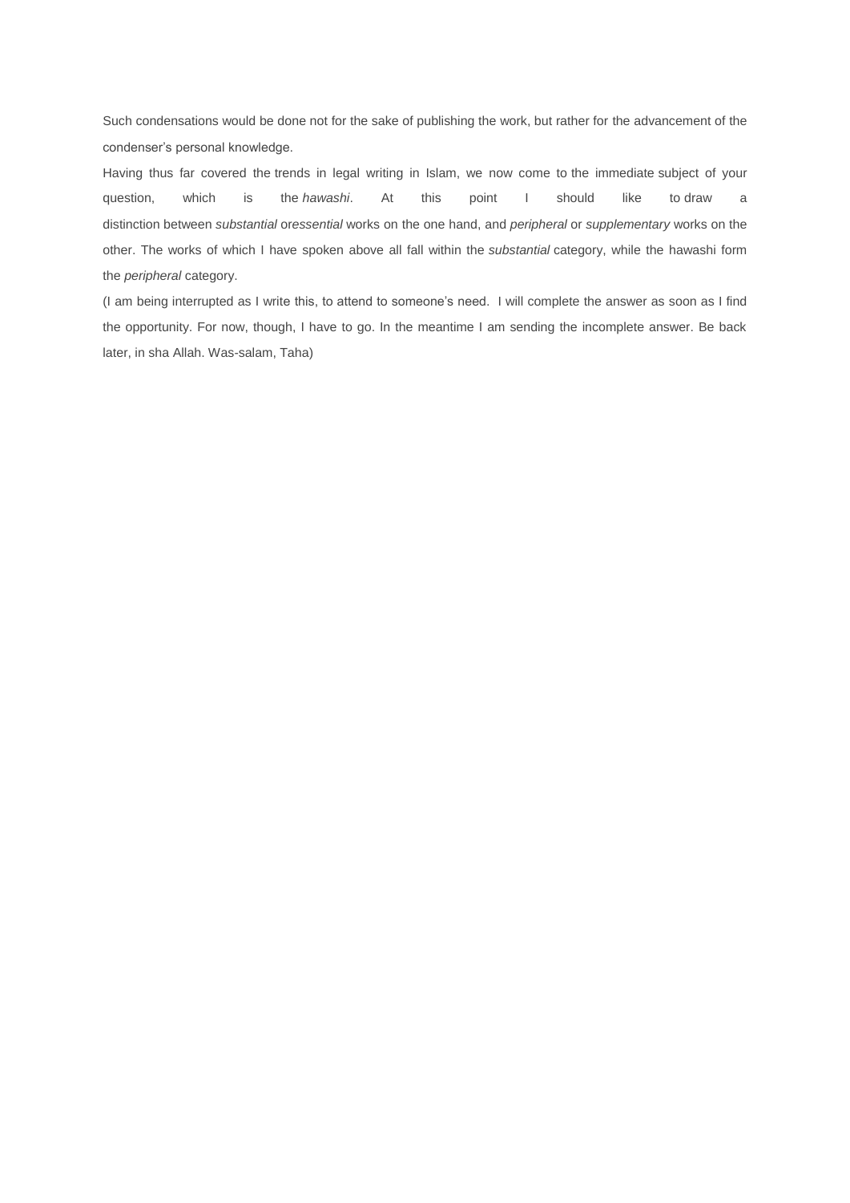Such condensations would be done not for the sake of publishing the work, but rather for the advancement of the condenser's personal knowledge.

Having thus far covered the trends in legal writing in Islam, we now come to the immediate subject of your question, which is the *hawashi*. At this point I should like to draw a distinction between *substantial* or*essential* works on the one hand, and *peripheral* or *supplementary* works on the other. The works of which I have spoken above all fall within the *substantial* category, while the hawashi form the *peripheral* category.

(I am being interrupted as I write this, to attend to someone's need. I will complete the answer as soon as I find the opportunity. For now, though, I have to go. In the meantime I am sending the incomplete answer. Be back later, in sha Allah. Was-salam, Taha)